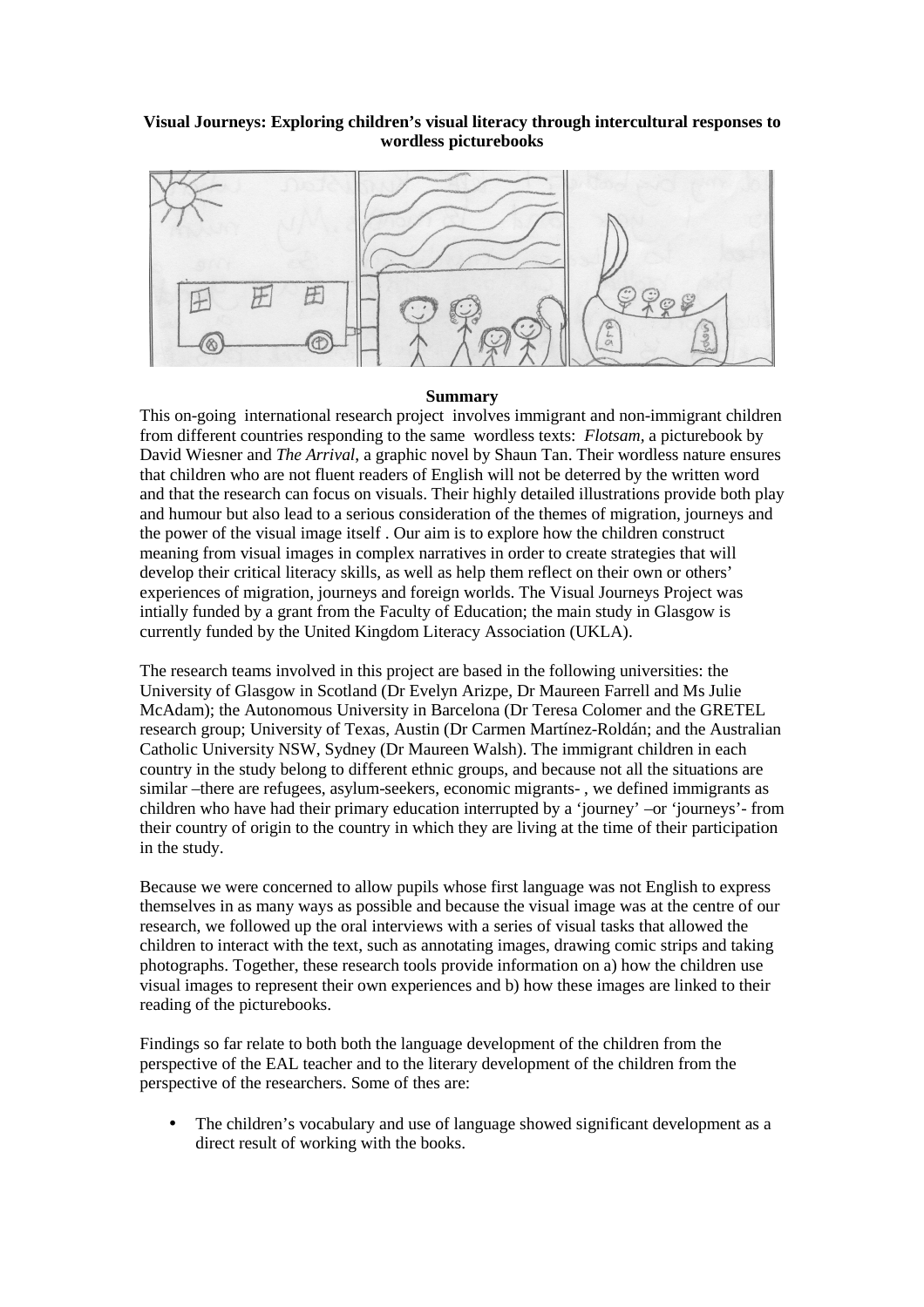**Visual Journeys: Exploring children's visual literacy through intercultural responses to wordless picturebooks**

**Summary**

This on-going international research project involves immigrant and non-immigrant children from different countries responding to the same wordless texts: *Flotsam*, a picturebook by David Wiesner and *The Arrival*, a graphic novel by Shaun Tan. Their wordless nature ensures that children who are not fluent readers of English will not be deterred by the written word and that the research can focus on visuals. Their highly detailed illustrations provide both play and humour but also lead to a serious consideration of the themes of migration, journeys and the power of the visual image itself . Our aim is to explore how the children construct meaning from visual images in complex narratives in order to create strategies that will develop their critical literacy skills, as well as help them reflect on their own or others' experiences of migration, journeys and foreign worlds. The Visual Journeys Project was intially funded by a grant from the Faculty of Education; the main study in Glasgow is currently funded by the United Kingdom Literacy Association (UKLA).

The research teams involved in this project are based in the following universities: the University of Glasgow in Scotland (Dr Evelyn Arizpe, Dr Maureen Farrell and Ms Julie McAdam); the Autonomous University in Barcelona (Dr Teresa Colomer and the GRETEL research group; University of Texas, Austin (Dr Carmen Martínez-Roldán; and the Australian Catholic University NSW, Sydney (Dr Maureen Walsh). The immigrant children in each country in the study belong to different ethnic groups, and because not all the situations are similar –there are refugees, asylum-seekers, economic migrants- , we defined immigrants as children who have had their primary education interrupted by a 'journey' –or 'journeys'- from their country of origin to the country in which they are living at the time of their participation in the study.

Because we were concerned to allow pupils whose first language was not English to express themselves in as many ways as possible and because the visual image was at the centre of our research, we followed up the oral interviews with a series of visual tasks that allowed the children to interact with the text, such as annotating images, drawing comic strips and taking photographs. Together, these research tools provide information on a) how the children use visual images to represent their own experiences and b) how these images are linked to their reading of the picturebooks.

Findings so far relate to both both the language development of the children from the perspective of the EAL teacher and to the literary development of the children from the perspective of the researchers. Some of thes are:

- The children's vocabulary and use of language showed significant development as a direct result of working with the books.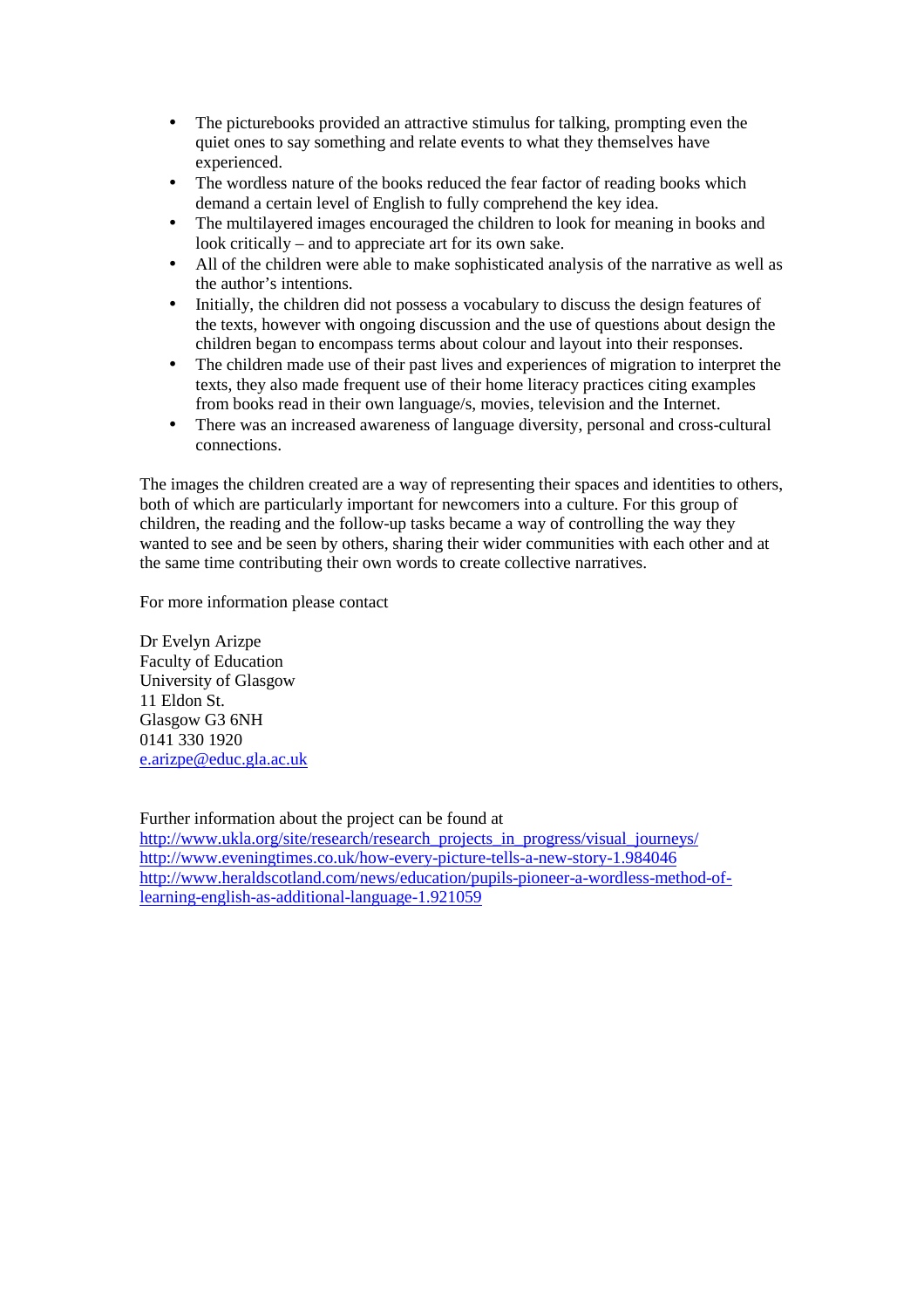- The picturebooks provided an attractive stimulus for talking, prompting even the quiet ones to say something and relate events to what they themselves have experienced.
- The wordless nature of the books reduced the fear factor of reading books which demand a certain level of English to fully comprehend the key idea.
- The multilayered images encouraged the children to look for meaning in books and look critically – and to appreciate art for its own sake.
- All of the children were able to make sophisticated analysis of the narrative as well as the author's intentions.
- Initially, the children did not possess a vocabulary to discuss the design features of the texts, however with ongoing discussion and the use of questions about design the children began to encompass terms about colour and layout into their responses.
- The children made use of their past lives and experiences of migration to interpret the texts, they also made frequent use of their home literacy practices citing examples from books read in their own language/s, movies, television and the Internet.
- There was an increased awareness of language diversity, personal and cross-cultural connections.

The images the children created are a way of representing their spaces and identities to others, both of which are particularly important for newcomers into a culture. For this group of children, the reading and the follow-up tasks became a way of controlling the way they wanted to see and be seen by others, sharing their wider communities with each other and at the same time contributing their own words to create collective narratives.

For more information please contact

Dr Evelyn Arizpe
Faculty of Education
University of Glasgow
11 Eldon St.
Glasgow G3 6NH
0141 330 1920
e.arizpe@educ.gla.ac.uk

Further information about the project can be found at
http://www.ukla.org/site/research/research_projects_in_progress/visual_journeys/
http://www.eveningtimes.co.uk/how-every-picture-tells-a-new-story-1.984046
http://www.heraldscotland.com/news/education/pupils-pioneer-a-wordless-method-of-learning-english-as-additional-language-1.921059